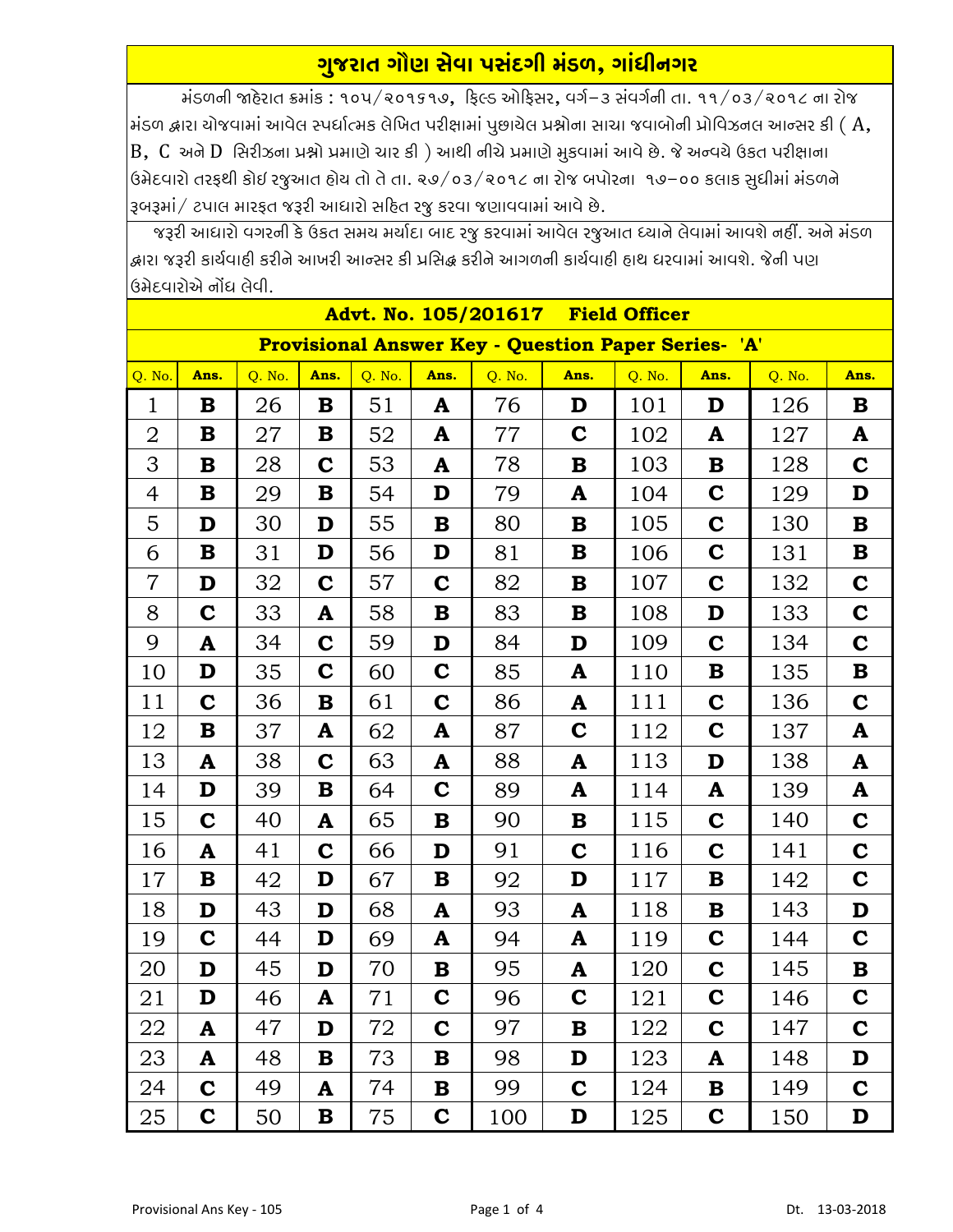# ગુજરાત ગૌણ સેવા પસંદગી મંડળ, ગાંધીનગર

મંડળની જાહેરાત ક્રમાંક : ૧૦૫/૨૦૧૬૧૭, ફિલ્ડ ઓફિસર, વર્ગ–૩ સંવર્ગની તા. ૧૧/૦૩/૨૦૧૮ ના રોજ મંડળ દ્વારા યોજવામાં આવેલ સ્પર્ધાત્મક લેખિત પરીક્ષામાં પુછાયેલ પ્રશ્નોના સાચા જવાબોની પ્રોવિઝનલ આન્સર કી ( A, B, C અને D સિરીઝના પ્રશ્નો પ્રમાણે ચાર કી ) આથી નીચે પ્રમાણે મુકવામાં આવે છે. જે અન્વયે ઉકત પરીક્ષાના ઉમેદવારો તરફથી કોઇ રજુઆત હોય તો તે તા. ૨૭/૦૩/૨૦૧૮ ના રોજ બપોરના ૧૭–૦૦ કલાક સુધીમાં મંડળને રૂબરૂમાં/ ટપાલ મારફત જરૂરી આધારો સહિત રજુ કરવા જણાવવામાં આવે છે.

જરૂરી આધારો વગરની કે ઉકત સમય મર્યાદા બાદ રજુ કરવામાં આવેલ રજુઆત ધ્યાને લેવામાં આવશે નહીં. અને મંડળ દ્વારા જરૂરી કાર્યવાહી કરીને આખરી આન્સર કી પ્રસિદ્ધ કરીને આગળની કાર્યવાહી હાથ ધરવામાં આવશે. જેની પણ ઉમેદવારોએ નોંધ લેવી.

## Advt. No. 105/201617 Field Officer

### Provisional Answer Key - Question Paper Series- 'A'

| Q. No. | Ans. | Q. No. | Ans. | Q. No. | Ans. | Q. No. | Ans. | Q. No. | Ans. | Q. No. | Ans. |
|---|---|---|---|---|---|---|---|---|---|---|---|
| 1 | **B** | 26 | **B** | 51 | **A** | 76 | **D** | 101 | **D** | 126 | **B** |
| 2 | **B** | 27 | **B** | 52 | **A** | 77 | **C** | 102 | **A** | 127 | **A** |
| 3 | **B** | 28 | **C** | 53 | **A** | 78 | **B** | 103 | **B** | 128 | **C** |
| 4 | **B** | 29 | **B** | 54 | **D** | 79 | **A** | 104 | **C** | 129 | **D** |
| 5 | **D** | 30 | **D** | 55 | **B** | 80 | **B** | 105 | **C** | 130 | **B** |
| 6 | **B** | 31 | **D** | 56 | **D** | 81 | **B** | 106 | **C** | 131 | **B** |
| 7 | **D** | 32 | **C** | 57 | **C** | 82 | **B** | 107 | **C** | 132 | **C** |
| 8 | **C** | 33 | **A** | 58 | **B** | 83 | **B** | 108 | **D** | 133 | **C** |
| 9 | **A** | 34 | **C** | 59 | **D** | 84 | **D** | 109 | **C** | 134 | **C** |
| 10 | **D** | 35 | **C** | 60 | **C** | 85 | **A** | 110 | **B** | 135 | **B** |
| 11 | **C** | 36 | **B** | 61 | **C** | 86 | **A** | 111 | **C** | 136 | **C** |
| 12 | **B** | 37 | **A** | 62 | **A** | 87 | **C** | 112 | **C** | 137 | **A** |
| 13 | **A** | 38 | **C** | 63 | **A** | 88 | **A** | 113 | **D** | 138 | **A** |
| 14 | **D** | 39 | **B** | 64 | **C** | 89 | **A** | 114 | **A** | 139 | **A** |
| 15 | **C** | 40 | **A** | 65 | **B** | 90 | **B** | 115 | **C** | 140 | **C** |
| 16 | **A** | 41 | **C** | 66 | **D** | 91 | **C** | 116 | **C** | 141 | **C** |
| 17 | **B** | 42 | **D** | 67 | **B** | 92 | **D** | 117 | **B** | 142 | **C** |
| 18 | **D** | 43 | **D** | 68 | **A** | 93 | **A** | 118 | **B** | 143 | **D** |
| 19 | **C** | 44 | **D** | 69 | **A** | 94 | **A** | 119 | **C** | 144 | **C** |
| 20 | **D** | 45 | **D** | 70 | **B** | 95 | **A** | 120 | **C** | 145 | **B** |
| 21 | **D** | 46 | **A** | 71 | **C** | 96 | **C** | 121 | **C** | 146 | **C** |
| 22 | **A** | 47 | **D** | 72 | **C** | 97 | **B** | 122 | **C** | 147 | **C** |
| 23 | **A** | 48 | **B** | 73 | **B** | 98 | **D** | 123 | **A** | 148 | **D** |
| 24 | **C** | 49 | **A** | 74 | **B** | 99 | **C** | 124 | **B** | 149 | **C** |
| 25 | **C** | 50 | **B** | 75 | **C** | 100 | **D** | 125 | **C** | 150 | **D** |

Provisional Ans Key - 105 Dt. 13-03-2018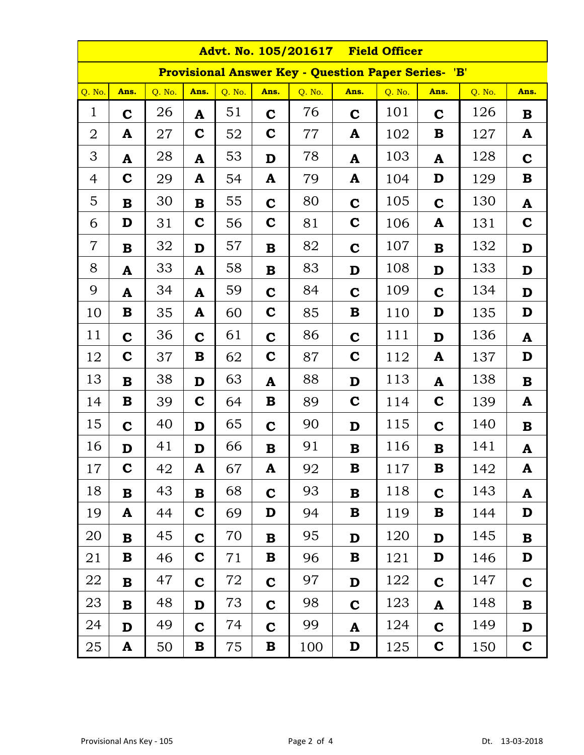## Advt. No. 105/201617 Field Officer

### Provisional Answer Key - Question Paper Series- 'B'

| Q. No. | Ans. | Q. No. | Ans. | Q. No. | Ans. | Q. No. | Ans. | Q. No. | Ans. | Q. No. | Ans. |
|---|---|---|---|---|---|---|---|---|---|---|---|
| 1 | **C** | 26 | **A** | 51 | **C** | 76 | **C** | 101 | **C** | 126 | **B** |
| 2 | **A** | 27 | **C** | 52 | **C** | 77 | **A** | 102 | **B** | 127 | **A** |
| 3 | **A** | 28 | **A** | 53 | **D** | 78 | **A** | 103 | **A** | 128 | **C** |
| 4 | **C** | 29 | **A** | 54 | **A** | 79 | **A** | 104 | **D** | 129 | **B** |
| 5 | **B** | 30 | **B** | 55 | **C** | 80 | **C** | 105 | **C** | 130 | **A** |
| 6 | **D** | 31 | **C** | 56 | **C** | 81 | **C** | 106 | **A** | 131 | **C** |
| 7 | **B** | 32 | **D** | 57 | **B** | 82 | **C** | 107 | **B** | 132 | **D** |
| 8 | **A** | 33 | **A** | 58 | **B** | 83 | **D** | 108 | **D** | 133 | **D** |
| 9 | **A** | 34 | **A** | 59 | **C** | 84 | **C** | 109 | **C** | 134 | **D** |
| 10 | **B** | 35 | **A** | 60 | **C** | 85 | **B** | 110 | **D** | 135 | **D** |
| 11 | **C** | 36 | **C** | 61 | **C** | 86 | **C** | 111 | **D** | 136 | **A** |
| 12 | **C** | 37 | **B** | 62 | **C** | 87 | **C** | 112 | **A** | 137 | **D** |
| 13 | **B** | 38 | **D** | 63 | **A** | 88 | **D** | 113 | **A** | 138 | **B** |
| 14 | **B** | 39 | **C** | 64 | **B** | 89 | **C** | 114 | **C** | 139 | **A** |
| 15 | **C** | 40 | **D** | 65 | **C** | 90 | **D** | 115 | **C** | 140 | **B** |
| 16 | **D** | 41 | **D** | 66 | **B** | 91 | **B** | 116 | **B** | 141 | **A** |
| 17 | **C** | 42 | **A** | 67 | **A** | 92 | **B** | 117 | **B** | 142 | **A** |
| 18 | **B** | 43 | **B** | 68 | **C** | 93 | **B** | 118 | **C** | 143 | **A** |
| 19 | **A** | 44 | **C** | 69 | **D** | 94 | **B** | 119 | **B** | 144 | **D** |
| 20 | **B** | 45 | **C** | 70 | **B** | 95 | **D** | 120 | **D** | 145 | **B** |
| 21 | **B** | 46 | **C** | 71 | **B** | 96 | **B** | 121 | **D** | 146 | **D** |
| 22 | **B** | 47 | **C** | 72 | **C** | 97 | **D** | 122 | **C** | 147 | **C** |
| 23 | **B** | 48 | **D** | 73 | **C** | 98 | **C** | 123 | **A** | 148 | **B** |
| 24 | **D** | 49 | **C** | 74 | **C** | 99 | **A** | 124 | **C** | 149 | **D** |
| 25 | **A** | 50 | **B** | 75 | **B** | 100 | **D** | 125 | **C** | 150 | **C** |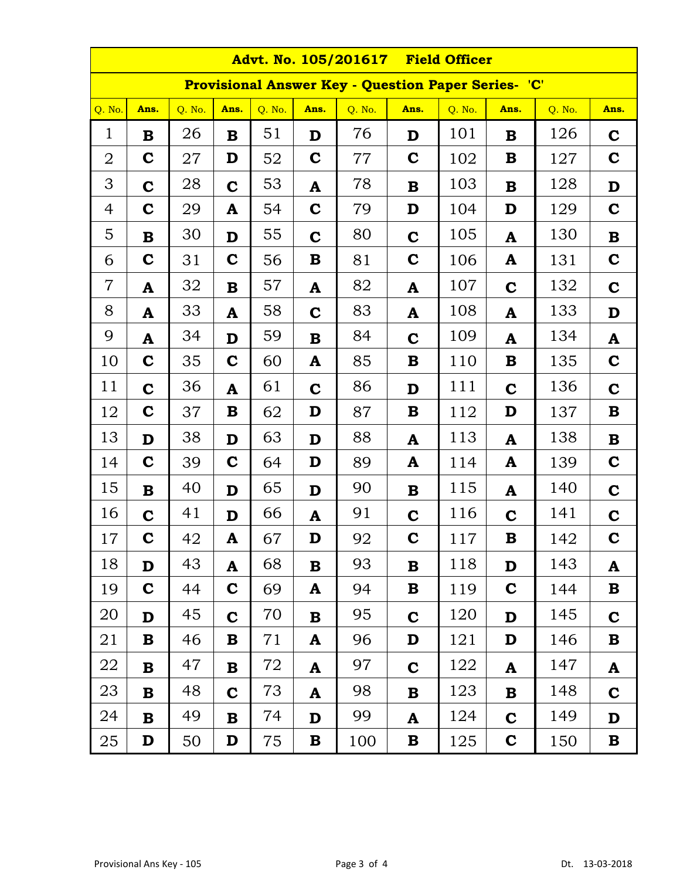# Advt. No. 105/201617 Field Officer

## Provisional Answer Key - Question Paper Series- 'C'

| Q. No. | Ans. | Q. No. | Ans. | Q. No. | Ans. | Q. No. | Ans. | Q. No. | Ans. | Q. No. | Ans. |
|---|---|---|---|---|---|---|---|---|---|---|---|
| 1 | **B** | 26 | **B** | 51 | **D** | 76 | **D** | 101 | **B** | 126 | **C** |
| 2 | **C** | 27 | **D** | 52 | **C** | 77 | **C** | 102 | **B** | 127 | **C** |
| 3 | **C** | 28 | **C** | 53 | **A** | 78 | **B** | 103 | **B** | 128 | **D** |
| 4 | **C** | 29 | **A** | 54 | **C** | 79 | **D** | 104 | **D** | 129 | **C** |
| 5 | **B** | 30 | **D** | 55 | **C** | 80 | **C** | 105 | **A** | 130 | **B** |
| 6 | **C** | 31 | **C** | 56 | **B** | 81 | **C** | 106 | **A** | 131 | **C** |
| 7 | **A** | 32 | **B** | 57 | **A** | 82 | **A** | 107 | **C** | 132 | **C** |
| 8 | **A** | 33 | **A** | 58 | **C** | 83 | **A** | 108 | **A** | 133 | **D** |
| 9 | **A** | 34 | **D** | 59 | **B** | 84 | **C** | 109 | **A** | 134 | **A** |
| 10 | **C** | 35 | **C** | 60 | **A** | 85 | **B** | 110 | **B** | 135 | **C** |
| 11 | **C** | 36 | **A** | 61 | **C** | 86 | **D** | 111 | **C** | 136 | **C** |
| 12 | **C** | 37 | **B** | 62 | **D** | 87 | **B** | 112 | **D** | 137 | **B** |
| 13 | **D** | 38 | **D** | 63 | **D** | 88 | **A** | 113 | **A** | 138 | **B** |
| 14 | **C** | 39 | **C** | 64 | **D** | 89 | **A** | 114 | **A** | 139 | **C** |
| 15 | **B** | 40 | **D** | 65 | **D** | 90 | **B** | 115 | **A** | 140 | **C** |
| 16 | **C** | 41 | **D** | 66 | **A** | 91 | **C** | 116 | **C** | 141 | **C** |
| 17 | **C** | 42 | **A** | 67 | **D** | 92 | **C** | 117 | **B** | 142 | **C** |
| 18 | **D** | 43 | **A** | 68 | **B** | 93 | **B** | 118 | **D** | 143 | **A** |
| 19 | **C** | 44 | **C** | 69 | **A** | 94 | **B** | 119 | **C** | 144 | **B** |
| 20 | **D** | 45 | **C** | 70 | **B** | 95 | **C** | 120 | **D** | 145 | **C** |
| 21 | **B** | 46 | **B** | 71 | **A** | 96 | **D** | 121 | **D** | 146 | **B** |
| 22 | **B** | 47 | **B** | 72 | **A** | 97 | **C** | 122 | **A** | 147 | **A** |
| 23 | **B** | 48 | **C** | 73 | **A** | 98 | **B** | 123 | **B** | 148 | **C** |
| 24 | **B** | 49 | **B** | 74 | **D** | 99 | **A** | 124 | **C** | 149 | **D** |
| 25 | **D** | 50 | **D** | 75 | **B** | 100 | **B** | 125 | **C** | 150 | **B** |

Provisional Ans Key - 105 Dt. 13-03-2018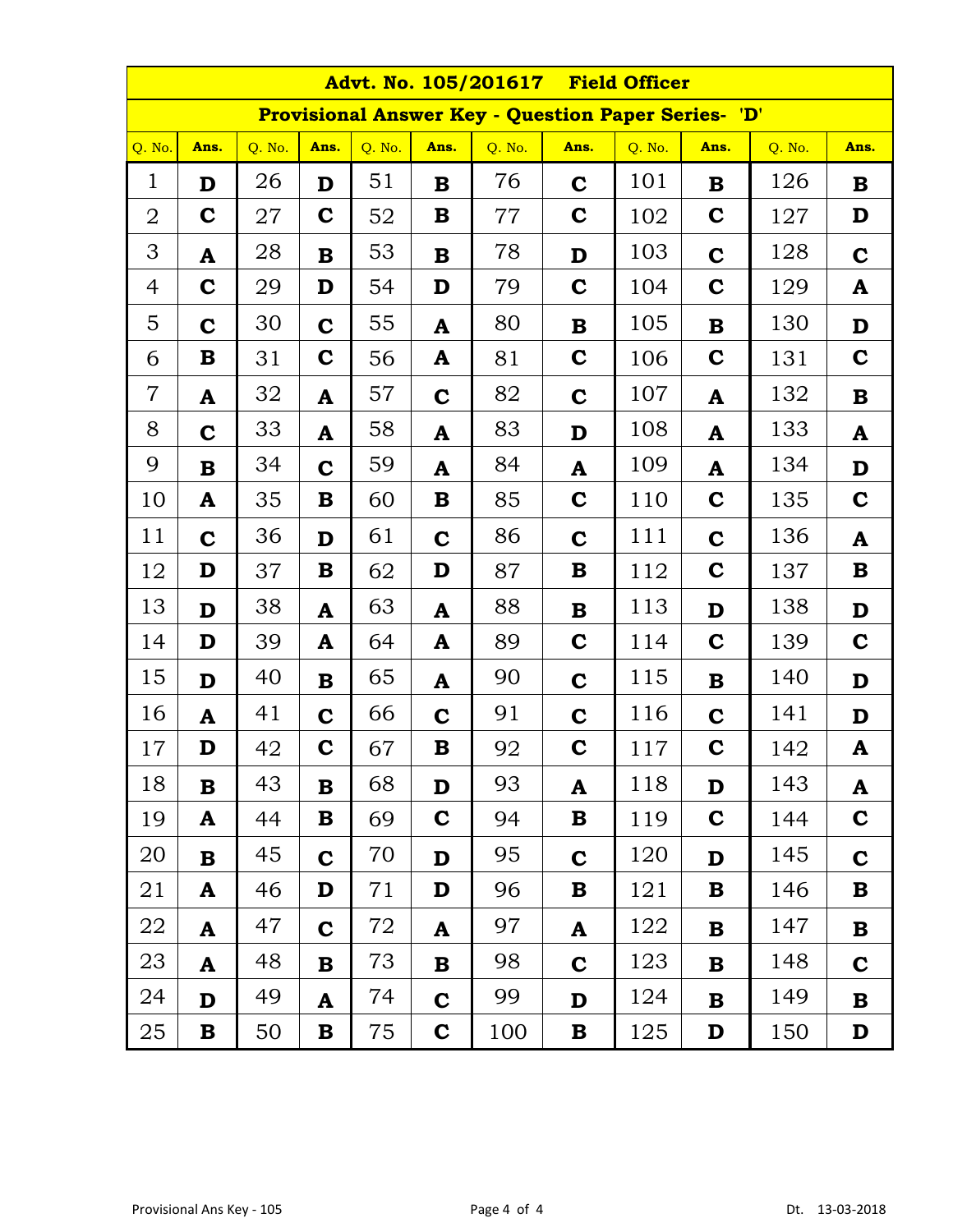## Advt. No. 105/201617 Field Officer

### Provisional Answer Key - Question Paper Series- 'D'

| Q. No. | Ans. | Q. No. | Ans. | Q. No. | Ans. | Q. No. | Ans. | Q. No. | Ans. | Q. No. | Ans. |
|---|---|---|---|---|---|---|---|---|---|---|---|
| 1 | **D** | 26 | **D** | 51 | **B** | 76 | **C** | 101 | **B** | 126 | **B** |
| 2 | **C** | 27 | **C** | 52 | **B** | 77 | **C** | 102 | **C** | 127 | **D** |
| 3 | **A** | 28 | **B** | 53 | **B** | 78 | **D** | 103 | **C** | 128 | **C** |
| 4 | **C** | 29 | **D** | 54 | **D** | 79 | **C** | 104 | **C** | 129 | **A** |
| 5 | **C** | 30 | **C** | 55 | **A** | 80 | **B** | 105 | **B** | 130 | **D** |
| 6 | **B** | 31 | **C** | 56 | **A** | 81 | **C** | 106 | **C** | 131 | **C** |
| 7 | **A** | 32 | **A** | 57 | **C** | 82 | **C** | 107 | **A** | 132 | **B** |
| 8 | **C** | 33 | **A** | 58 | **A** | 83 | **D** | 108 | **A** | 133 | **A** |
| 9 | **B** | 34 | **C** | 59 | **A** | 84 | **A** | 109 | **A** | 134 | **D** |
| 10 | **A** | 35 | **B** | 60 | **B** | 85 | **C** | 110 | **C** | 135 | **C** |
| 11 | **C** | 36 | **D** | 61 | **C** | 86 | **C** | 111 | **C** | 136 | **A** |
| 12 | **D** | 37 | **B** | 62 | **D** | 87 | **B** | 112 | **C** | 137 | **B** |
| 13 | **D** | 38 | **A** | 63 | **A** | 88 | **B** | 113 | **D** | 138 | **D** |
| 14 | **D** | 39 | **A** | 64 | **A** | 89 | **C** | 114 | **C** | 139 | **C** |
| 15 | **D** | 40 | **B** | 65 | **A** | 90 | **C** | 115 | **B** | 140 | **D** |
| 16 | **A** | 41 | **C** | 66 | **C** | 91 | **C** | 116 | **C** | 141 | **D** |
| 17 | **D** | 42 | **C** | 67 | **B** | 92 | **C** | 117 | **C** | 142 | **A** |
| 18 | **B** | 43 | **B** | 68 | **D** | 93 | **A** | 118 | **D** | 143 | **A** |
| 19 | **A** | 44 | **B** | 69 | **C** | 94 | **B** | 119 | **C** | 144 | **C** |
| 20 | **B** | 45 | **C** | 70 | **D** | 95 | **C** | 120 | **D** | 145 | **C** |
| 21 | **A** | 46 | **D** | 71 | **D** | 96 | **B** | 121 | **B** | 146 | **B** |
| 22 | **A** | 47 | **C** | 72 | **A** | 97 | **A** | 122 | **B** | 147 | **B** |
| 23 | **A** | 48 | **B** | 73 | **B** | 98 | **C** | 123 | **B** | 148 | **C** |
| 24 | **D** | 49 | **A** | 74 | **C** | 99 | **D** | 124 | **B** | 149 | **B** |
| 25 | **B** | 50 | **B** | 75 | **C** | 100 | **B** | 125 | **D** | 150 | **D** |

Provisional Ans Key - 105

Dt. 13-03-2018